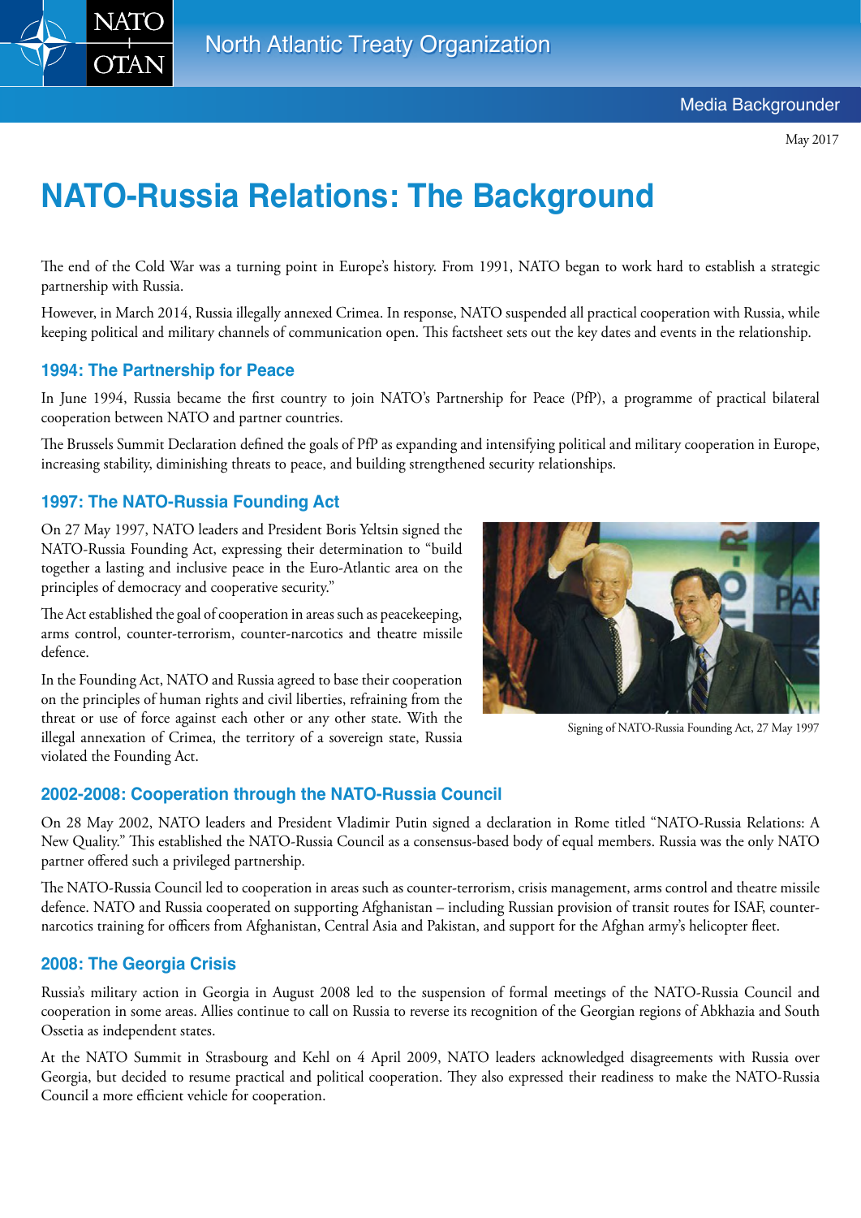Media Backgrounder

May 2017

# NATO-Russia Relations: The Background

The end of the Cold War was a turning point in Europe's history. From 1991, NATO began to work hard to establish a strategic partnership with Russia.

However, in March 2014, Russia illegally annexed Crimea. In response, NATO suspended all practical cooperation with Russia, while keeping political and military channels of communication open. This factsheet sets out the key dates and events in the relationship.

## 1994: The Partnership for Peace

In June 1994, Russia became the first country to join NATO's Partnership for Peace (PfP), a programme of practical bilateral cooperation between NATO and partner countries.

The Brussels Summit Declaration defined the goals of PfP as expanding and intensifying political and military cooperation in Europe, increasing stability, diminishing threats to peace, and building strengthened security relationships.

## 1997: The NATO-Russia Founding Act

On 27 May 1997, NATO leaders and President Boris Yeltsin signed the NATO-Russia Founding Act, expressing their determination to "build together a lasting and inclusive peace in the Euro-Atlantic area on the principles of democracy and cooperative security."

The Act established the goal of cooperation in areas such as peacekeeping, arms control, counter-terrorism, counter-narcotics and theatre missile defence.

In the Founding Act, NATO and Russia agreed to base their cooperation on the principles of human rights and civil liberties, refraining from the threat or use of force against each other or any other state. With the illegal annexation of Crimea, the territory of a sovereign state, Russia violated the Founding Act.

Signing of NATO-Russia Founding Act, 27 May 1997

## 2002-2008: Cooperation through the NATO-Russia Council

On 28 May 2002, NATO leaders and President Vladimir Putin signed a declaration in Rome titled "NATO-Russia Relations: A New Quality." This established the NATO-Russia Council as a consensus-based body of equal members. Russia was the only NATO partner offered such a privileged partnership.

The NATO-Russia Council led to cooperation in areas such as counter-terrorism, crisis management, arms control and theatre missile defence. NATO and Russia cooperated on supporting Afghanistan – including Russian provision of transit routes for ISAF, counter-narcotics training for officers from Afghanistan, Central Asia and Pakistan, and support for the Afghan army's helicopter fleet.

## 2008: The Georgia Crisis

Russia's military action in Georgia in August 2008 led to the suspension of formal meetings of the NATO-Russia Council and cooperation in some areas. Allies continue to call on Russia to reverse its recognition of the Georgian regions of Abkhazia and South Ossetia as independent states.

At the NATO Summit in Strasbourg and Kehl on 4 April 2009, NATO leaders acknowledged disagreements with Russia over Georgia, but decided to resume practical and political cooperation. They also expressed their readiness to make the NATO-Russia Council a more efficient vehicle for cooperation.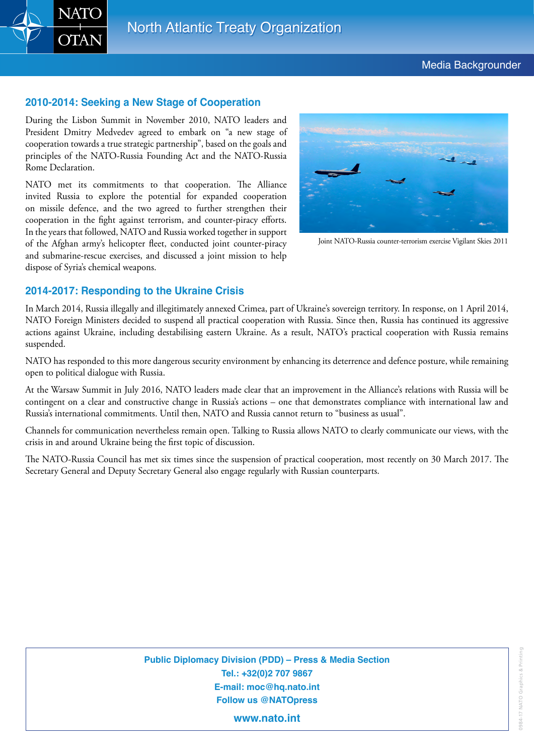## 2010-2014: Seeking a New Stage of Cooperation

During the Lisbon Summit in November 2010, NATO leaders and President Dmitry Medvedev agreed to embark on "a new stage of cooperation towards a true strategic partnership", based on the goals and principles of the NATO-Russia Founding Act and the NATO-Russia Rome Declaration.

NATO met its commitments to that cooperation. The Alliance invited Russia to explore the potential for expanded cooperation on missile defence, and the two agreed to further strengthen their cooperation in the fight against terrorism, and counter-piracy efforts. In the years that followed, NATO and Russia worked together in support of the Afghan army's helicopter fleet, conducted joint counter-piracy and submarine-rescue exercises, and discussed a joint mission to help dispose of Syria's chemical weapons.

Joint NATO-Russia counter-terrorism exercise Vigilant Skies 2011

## 2014-2017: Responding to the Ukraine Crisis

In March 2014, Russia illegally and illegitimately annexed Crimea, part of Ukraine's sovereign territory. In response, on 1 April 2014, NATO Foreign Ministers decided to suspend all practical cooperation with Russia. Since then, Russia has continued its aggressive actions against Ukraine, including destabilising eastern Ukraine. As a result, NATO's practical cooperation with Russia remains suspended.

NATO has responded to this more dangerous security environment by enhancing its deterrence and defence posture, while remaining open to political dialogue with Russia.

At the Warsaw Summit in July 2016, NATO leaders made clear that an improvement in the Alliance's relations with Russia will be contingent on a clear and constructive change in Russia's actions – one that demonstrates compliance with international law and Russia's international commitments. Until then, NATO and Russia cannot return to "business as usual".

Channels for communication nevertheless remain open. Talking to Russia allows NATO to clearly communicate our views, with the crisis in and around Ukraine being the first topic of discussion.

The NATO-Russia Council has met six times since the suspension of practical cooperation, most recently on 30 March 2017. The Secretary General and Deputy Secretary General also engage regularly with Russian counterparts.

**Public Diplomacy Division (PDD) – Press & Media Section**
**Tel.: +32(0)2 707 9867**
**E-mail: moc@hq.nato.int**
**Follow us @NATOpress**
**www.nato.int**

0984-17 NATO Graphics & Printing